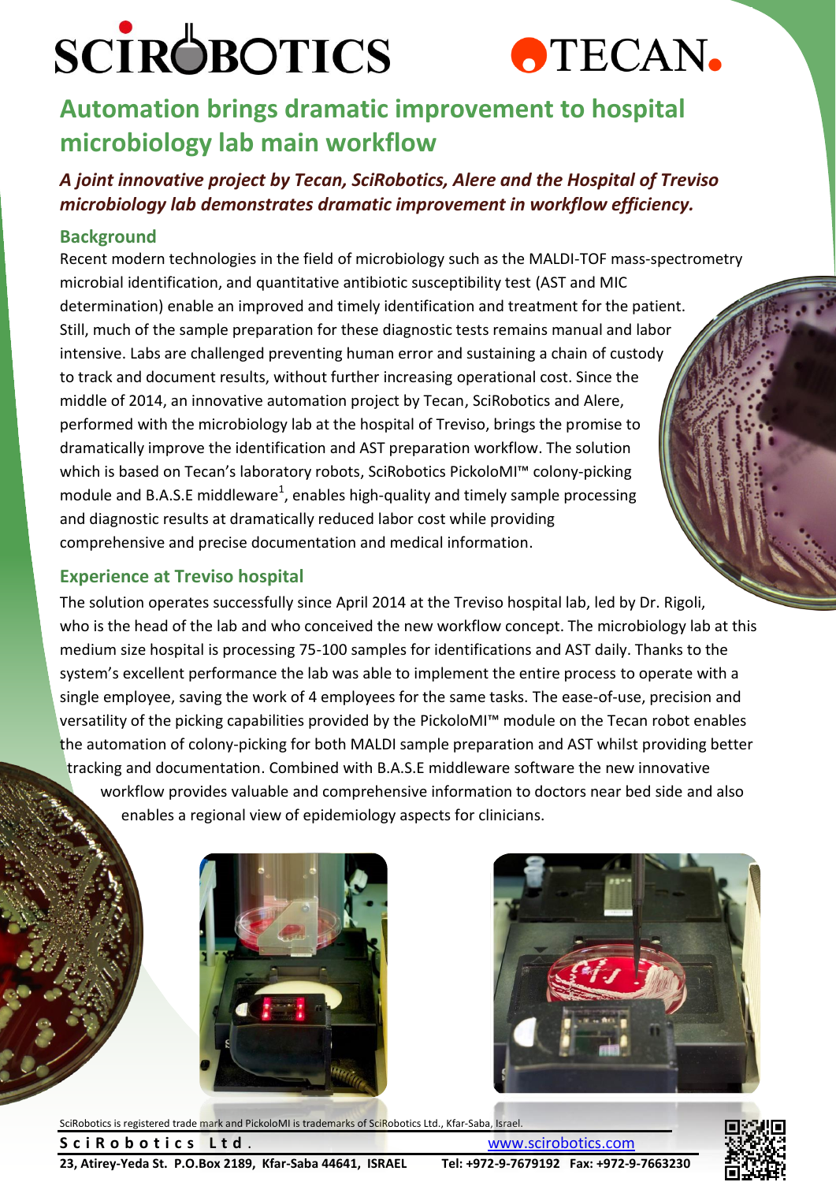SCIROBOTICS TECAN.

# Automation brings dramatic improvement to hospital microbiology lab main workflow

***A joint innovative project by Tecan, SciRobotics, Alere and the Hospital of Treviso microbiology lab demonstrates dramatic improvement in workflow efficiency.***

## Background

Recent modern technologies in the field of microbiology such as the MALDI-TOF mass-spectrometry microbial identification, and quantitative antibiotic susceptibility test (AST and MIC determination) enable an improved and timely identification and treatment for the patient. Still, much of the sample preparation for these diagnostic tests remains manual and labor intensive. Labs are challenged preventing human error and sustaining a chain of custody to track and document results, without further increasing operational cost. Since the middle of 2014, an innovative automation project by Tecan, SciRobotics and Alere, performed with the microbiology lab at the hospital of Treviso, brings the promise to dramatically improve the identification and AST preparation workflow. The solution which is based on Tecan's laboratory robots, SciRobotics PickoloMI™ colony-picking module and B.A.S.E middleware[1], enables high-quality and timely sample processing and diagnostic results at dramatically reduced labor cost while providing comprehensive and precise documentation and medical information.

## Experience at Treviso hospital

The solution operates successfully since April 2014 at the Treviso hospital lab, led by Dr. Rigoli, who is the head of the lab and who conceived the new workflow concept. The microbiology lab at this medium size hospital is processing 75-100 samples for identifications and AST daily. Thanks to the system's excellent performance the lab was able to implement the entire process to operate with a single employee, saving the work of 4 employees for the same tasks. The ease-of-use, precision and versatility of the picking capabilities provided by the PickoloMI™ module on the Tecan robot enables the automation of colony-picking for both MALDI sample preparation and AST whilst providing better tracking and documentation. Combined with B.A.S.E middleware software the new innovative workflow provides valuable and comprehensive information to doctors near bed side and also enables a regional view of epidemiology aspects for clinicians.

SciRobotics is registered trade mark and PickoloMI is trademarks of SciRobotics Ltd., Kfar-Saba, Israel.

**SciRobotics Ltd.** www.scirobotics.com

**23, Atirey-Yeda St. P.O.Box 2189, Kfar-Saba 44641, ISRAEL Tel: +972-9-7679192 Fax: +972-9-7663230**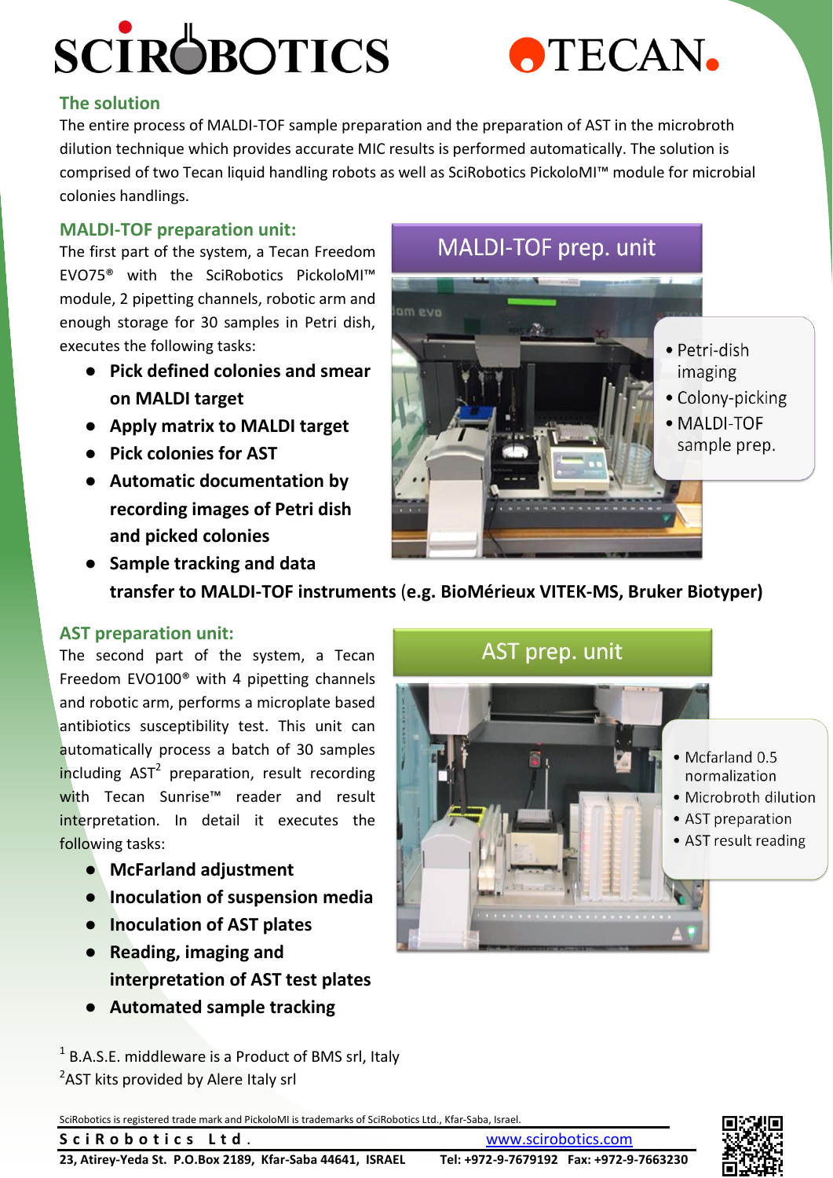## The solution

The entire process of MALDI-TOF sample preparation and the preparation of AST in the microbroth dilution technique which provides accurate MIC results is performed automatically. The solution is comprised of two Tecan liquid handling robots as well as SciRobotics PickoloMI™ module for microbial colonies handlings.

### MALDI-TOF preparation unit:

The first part of the system, a Tecan Freedom EVO75® with the SciRobotics PickoloMI™ module, 2 pipetting channels, robotic arm and enough storage for 30 samples in Petri dish, executes the following tasks:

- **Pick defined colonies and smear on MALDI target**
- **Apply matrix to MALDI target**
- **Pick colonies for AST**
- **Automatic documentation by recording images of Petri dish and picked colonies**
- **Sample tracking and data transfer to MALDI-TOF instruments** (**e.g. BioMérieux VITEK-MS, Bruker Biotyper)**

MALDI-TOF prep. unit

- Petri-dish imaging
- Colony-picking
- MALDI-TOF sample prep.

### AST preparation unit:

The second part of the system, a Tecan Freedom EVO100® with 4 pipetting channels and robotic arm, performs a microplate based antibiotics susceptibility test. This unit can automatically process a batch of 30 samples including AST[2] preparation, result recording with Tecan Sunrise™ reader and result interpretation. In detail it executes the following tasks:

- **McFarland adjustment**
- **Inoculation of suspension media**
- **Inoculation of AST plates**
- **Reading, imaging and interpretation of AST test plates**
- **Automated sample tracking**

AST prep. unit

- Mcfarland 0.5 normalization
- Microbroth dilution
- AST preparation
- AST result reading

[1] B.A.S.E. middleware is a Product of BMS srl, Italy

[2] AST kits provided by Alere Italy srl

SciRobotics is registered trade mark and PickoloMI is trademarks of SciRobotics Ltd., Kfar-Saba, Israel.

**SciRobotics Ltd.** www.scirobotics.com

**23, Atirey-Yeda St. P.O.Box 2189, Kfar-Saba 44641, ISRAEL Tel: +972-9-7679192 Fax: +972-9-7663230**